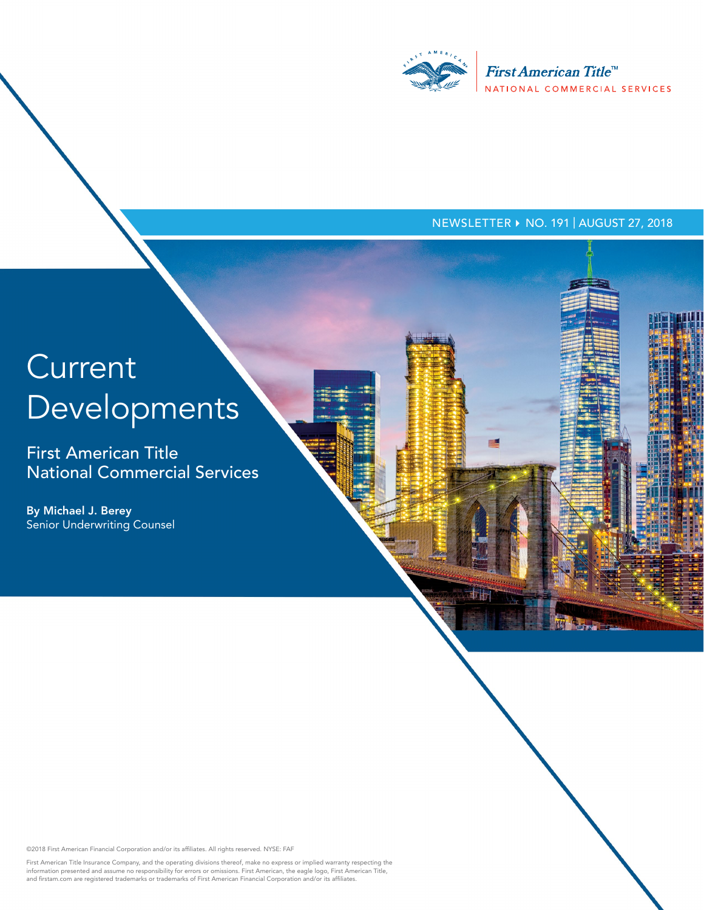First American Title™
NATIONAL COMMERCIAL SERVICES

NEWSLETTER ▸ NO. 191 | AUGUST 27, 2018

# Current Developments

## First American Title National Commercial Services

**By Michael J. Berey**
Senior Underwriting Counsel

©2018 First American Financial Corporation and/or its affiliates. All rights reserved. NYSE: FAF

First American Title Insurance Company, and the operating divisions thereof, make no express or implied warranty respecting the information presented and assume no responsibility for errors or omissions. First American, the eagle logo, First American Title, and firstam.com are registered trademarks or trademarks of First American Financial Corporation and/or its affiliates.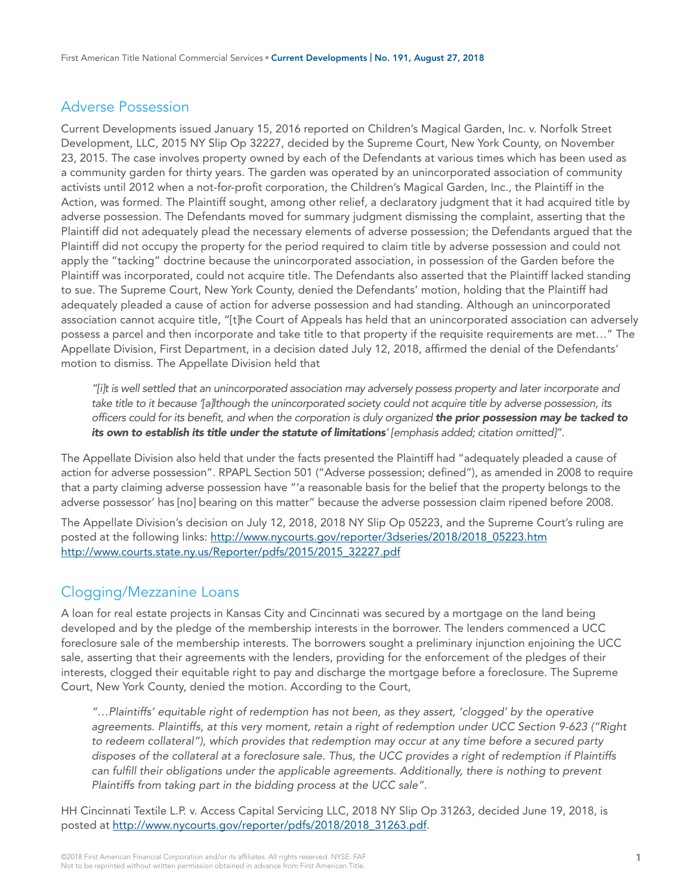## Adverse Possession

Current Developments issued January 15, 2016 reported on Children's Magical Garden, Inc. v. Norfolk Street Development, LLC, 2015 NY Slip Op 32227, decided by the Supreme Court, New York County, on November 23, 2015. The case involves property owned by each of the Defendants at various times which has been used as a community garden for thirty years. The garden was operated by an unincorporated association of community activists until 2012 when a not-for-profit corporation, the Children's Magical Garden, Inc., the Plaintiff in the Action, was formed. The Plaintiff sought, among other relief, a declaratory judgment that it had acquired title by adverse possession. The Defendants moved for summary judgment dismissing the complaint, asserting that the Plaintiff did not adequately plead the necessary elements of adverse possession; the Defendants argued that the Plaintiff did not occupy the property for the period required to claim title by adverse possession and could not apply the "tacking" doctrine because the unincorporated association, in possession of the Garden before the Plaintiff was incorporated, could not acquire title. The Defendants also asserted that the Plaintiff lacked standing to sue. The Supreme Court, New York County, denied the Defendants' motion, holding that the Plaintiff had adequately pleaded a cause of action for adverse possession and had standing. Although an unincorporated association cannot acquire title, "[t]he Court of Appeals has held that an unincorporated association can adversely possess a parcel and then incorporate and take title to that property if the requisite requirements are met…" The Appellate Division, First Department, in a decision dated July 12, 2018, affirmed the denial of the Defendants' motion to dismiss. The Appellate Division held that

> *"[i]t is well settled that an unincorporated association may adversely possess property and later incorporate and take title to it because '[a]lthough the unincorporated society could not acquire title by adverse possession, its officers could for its benefit, and when the corporation is duly organized **the prior possession may be tacked to its own to establish its title under the statute of limitations**' [emphasis added; citation omitted]".*

The Appellate Division also held that under the facts presented the Plaintiff had "adequately pleaded a cause of action for adverse possession". RPAPL Section 501 ("Adverse possession; defined"), as amended in 2008 to require that a party claiming adverse possession have "'a reasonable basis for the belief that the property belongs to the adverse possessor' has [no] bearing on this matter" because the adverse possession claim ripened before 2008.

The Appellate Division's decision on July 12, 2018, 2018 NY Slip Op 05223, and the Supreme Court's ruling are posted at the following links: http://www.nycourts.gov/reporter/3dseries/2018/2018_05223.htm http://www.courts.state.ny.us/Reporter/pdfs/2015/2015_32227.pdf

## Clogging/Mezzanine Loans

A loan for real estate projects in Kansas City and Cincinnati was secured by a mortgage on the land being developed and by the pledge of the membership interests in the borrower. The lenders commenced a UCC foreclosure sale of the membership interests. The borrowers sought a preliminary injunction enjoining the UCC sale, asserting that their agreements with the lenders, providing for the enforcement of the pledges of their interests, clogged their equitable right to pay and discharge the mortgage before a foreclosure. The Supreme Court, New York County, denied the motion. According to the Court,

> *"…Plaintiffs' equitable right of redemption has not been, as they assert, 'clogged' by the operative agreements. Plaintiffs, at this very moment, retain a right of redemption under UCC Section 9-623 ("Right to redeem collateral"), which provides that redemption may occur at any time before a secured party disposes of the collateral at a foreclosure sale. Thus, the UCC provides a right of redemption if Plaintiffs can fulfill their obligations under the applicable agreements. Additionally, there is nothing to prevent Plaintiffs from taking part in the bidding process at the UCC sale".*

HH Cincinnati Textile L.P. v. Access Capital Servicing LLC, 2018 NY Slip Op 31263, decided June 19, 2018, is posted at http://www.nycourts.gov/reporter/pdfs/2018/2018_31263.pdf.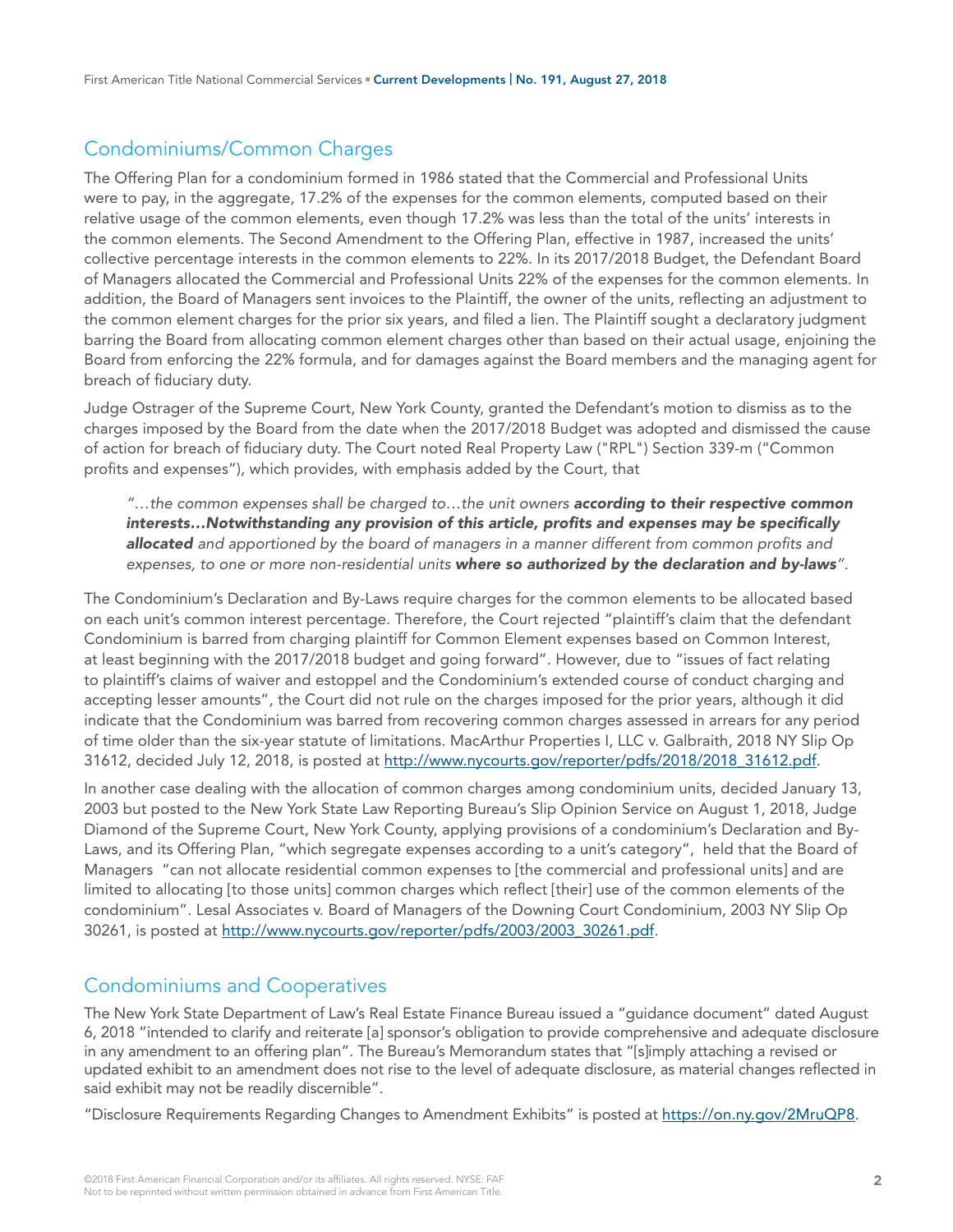## Condominiums/Common Charges

The Offering Plan for a condominium formed in 1986 stated that the Commercial and Professional Units were to pay, in the aggregate, 17.2% of the expenses for the common elements, computed based on their relative usage of the common elements, even though 17.2% was less than the total of the units' interests in the common elements. The Second Amendment to the Offering Plan, effective in 1987, increased the units' collective percentage interests in the common elements to 22%. In its 2017/2018 Budget, the Defendant Board of Managers allocated the Commercial and Professional Units 22% of the expenses for the common elements. In addition, the Board of Managers sent invoices to the Plaintiff, the owner of the units, reflecting an adjustment to the common element charges for the prior six years, and filed a lien. The Plaintiff sought a declaratory judgment barring the Board from allocating common element charges other than based on their actual usage, enjoining the Board from enforcing the 22% formula, and for damages against the Board members and the managing agent for breach of fiduciary duty.

Judge Ostrager of the Supreme Court, New York County, granted the Defendant's motion to dismiss as to the charges imposed by the Board from the date when the 2017/2018 Budget was adopted and dismissed the cause of action for breach of fiduciary duty. The Court noted Real Property Law ("RPL") Section 339-m ("Common profits and expenses"), which provides, with emphasis added by the Court, that

> *"…the common expenses shall be charged to…the unit owners* ***according to their respective common interests…Notwithstanding any provision of this article, profits and expenses may be specifically allocated*** *and apportioned by the board of managers in a manner different from common profits and expenses, to one or more non-residential units* ***where so authorized by the declaration and by-laws****".*

The Condominium's Declaration and By-Laws require charges for the common elements to be allocated based on each unit's common interest percentage. Therefore, the Court rejected "plaintiff's claim that the defendant Condominium is barred from charging plaintiff for Common Element expenses based on Common Interest, at least beginning with the 2017/2018 budget and going forward". However, due to "issues of fact relating to plaintiff's claims of waiver and estoppel and the Condominium's extended course of conduct charging and accepting lesser amounts", the Court did not rule on the charges imposed for the prior years, although it did indicate that the Condominium was barred from recovering common charges assessed in arrears for any period of time older than the six-year statute of limitations. MacArthur Properties I, LLC v. Galbraith, 2018 NY Slip Op 31612, decided July 12, 2018, is posted at [http://www.nycourts.gov/reporter/pdfs/2018/2018_31612.pdf](http://www.nycourts.gov/reporter/pdfs/2018/2018_31612.pdf).

In another case dealing with the allocation of common charges among condominium units, decided January 13, 2003 but posted to the New York State Law Reporting Bureau's Slip Opinion Service on August 1, 2018, Judge Diamond of the Supreme Court, New York County, applying provisions of a condominium's Declaration and By-Laws, and its Offering Plan, "which segregate expenses according to a unit's category", held that the Board of Managers "can not allocate residential common expenses to [the commercial and professional units] and are limited to allocating [to those units] common charges which reflect [their] use of the common elements of the condominium". Lesal Associates v. Board of Managers of the Downing Court Condominium, 2003 NY Slip Op 30261, is posted at [http://www.nycourts.gov/reporter/pdfs/2003/2003_30261.pdf](http://www.nycourts.gov/reporter/pdfs/2003/2003_30261.pdf).

## Condominiums and Cooperatives

The New York State Department of Law's Real Estate Finance Bureau issued a "guidance document" dated August 6, 2018 "intended to clarify and reiterate [a] sponsor's obligation to provide comprehensive and adequate disclosure in any amendment to an offering plan". The Bureau's Memorandum states that "[s]imply attaching a revised or updated exhibit to an amendment does not rise to the level of adequate disclosure, as material changes reflected in said exhibit may not be readily discernible".

"Disclosure Requirements Regarding Changes to Amendment Exhibits" is posted at [https://on.ny.gov/2MruQP8](https://on.ny.gov/2MruQP8).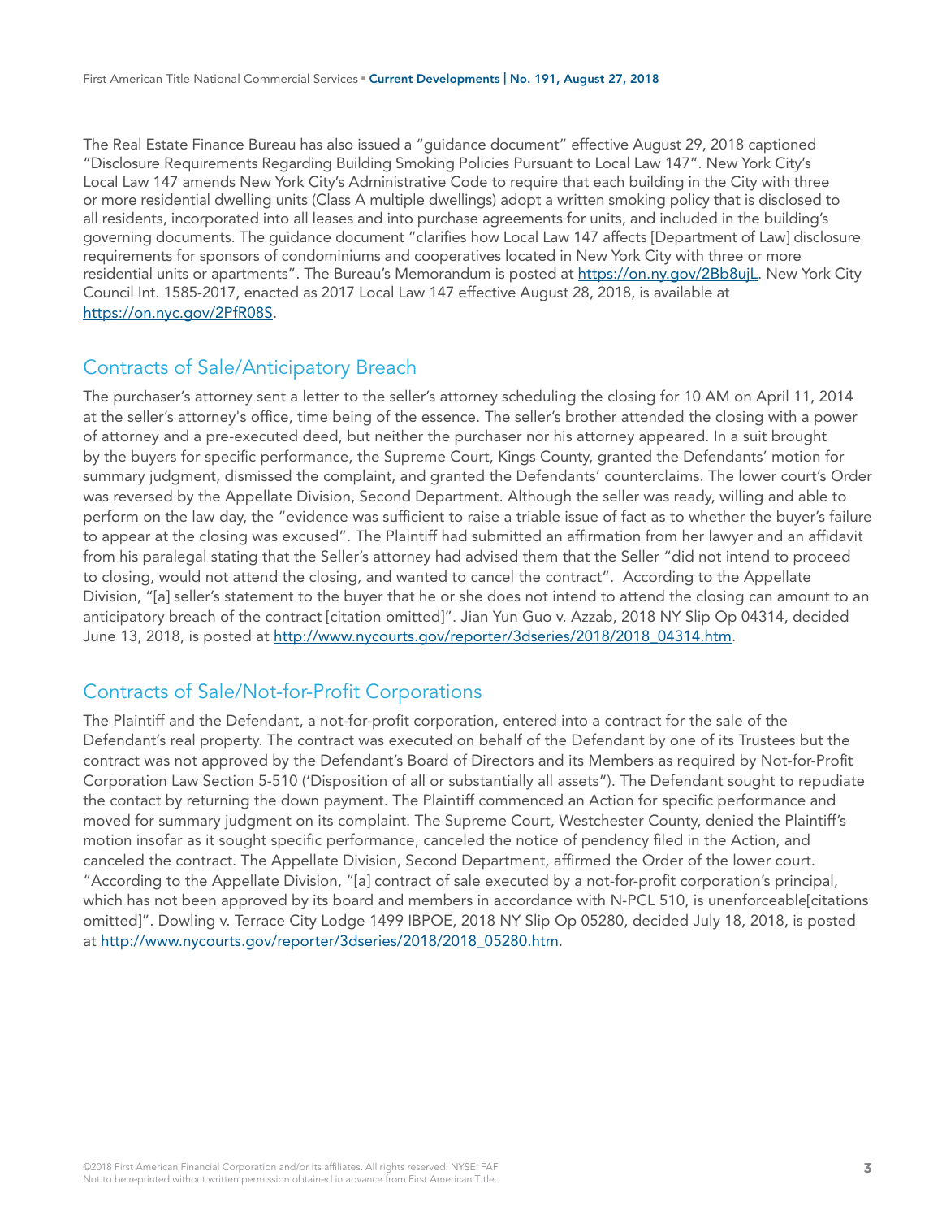The Real Estate Finance Bureau has also issued a "guidance document" effective August 29, 2018 captioned "Disclosure Requirements Regarding Building Smoking Policies Pursuant to Local Law 147". New York City's Local Law 147 amends New York City's Administrative Code to require that each building in the City with three or more residential dwelling units (Class A multiple dwellings) adopt a written smoking policy that is disclosed to all residents, incorporated into all leases and into purchase agreements for units, and included in the building's governing documents. The guidance document "clarifies how Local Law 147 affects [Department of Law] disclosure requirements for sponsors of condominiums and cooperatives located in New York City with three or more residential units or apartments". The Bureau's Memorandum is posted at https://on.ny.gov/2Bb8ujL. New York City Council Int. 1585-2017, enacted as 2017 Local Law 147 effective August 28, 2018, is available at https://on.nyc.gov/2PfR08S.

## Contracts of Sale/Anticipatory Breach

The purchaser's attorney sent a letter to the seller's attorney scheduling the closing for 10 AM on April 11, 2014 at the seller's attorney's office, time being of the essence. The seller's brother attended the closing with a power of attorney and a pre-executed deed, but neither the purchaser nor his attorney appeared. In a suit brought by the buyers for specific performance, the Supreme Court, Kings County, granted the Defendants' motion for summary judgment, dismissed the complaint, and granted the Defendants' counterclaims. The lower court's Order was reversed by the Appellate Division, Second Department. Although the seller was ready, willing and able to perform on the law day, the "evidence was sufficient to raise a triable issue of fact as to whether the buyer's failure to appear at the closing was excused". The Plaintiff had submitted an affirmation from her lawyer and an affidavit from his paralegal stating that the Seller's attorney had advised them that the Seller "did not intend to proceed to closing, would not attend the closing, and wanted to cancel the contract". According to the Appellate Division, "[a] seller's statement to the buyer that he or she does not intend to attend the closing can amount to an anticipatory breach of the contract [citation omitted]". Jian Yun Guo v. Azzab, 2018 NY Slip Op 04314, decided June 13, 2018, is posted at http://www.nycourts.gov/reporter/3dseries/2018/2018_04314.htm.

## Contracts of Sale/Not-for-Profit Corporations

The Plaintiff and the Defendant, a not-for-profit corporation, entered into a contract for the sale of the Defendant's real property. The contract was executed on behalf of the Defendant by one of its Trustees but the contract was not approved by the Defendant's Board of Directors and its Members as required by Not-for-Profit Corporation Law Section 5-510 ('Disposition of all or substantially all assets"). The Defendant sought to repudiate the contact by returning the down payment. The Plaintiff commenced an Action for specific performance and moved for summary judgment on its complaint. The Supreme Court, Westchester County, denied the Plaintiff's motion insofar as it sought specific performance, canceled the notice of pendency filed in the Action, and canceled the contract. The Appellate Division, Second Department, affirmed the Order of the lower court. "According to the Appellate Division, "[a] contract of sale executed by a not-for-profit corporation's principal, which has not been approved by its board and members in accordance with N-PCL 510, is unenforceable[citations omitted]". Dowling v. Terrace City Lodge 1499 IBPOE, 2018 NY Slip Op 05280, decided July 18, 2018, is posted at http://www.nycourts.gov/reporter/3dseries/2018/2018_05280.htm.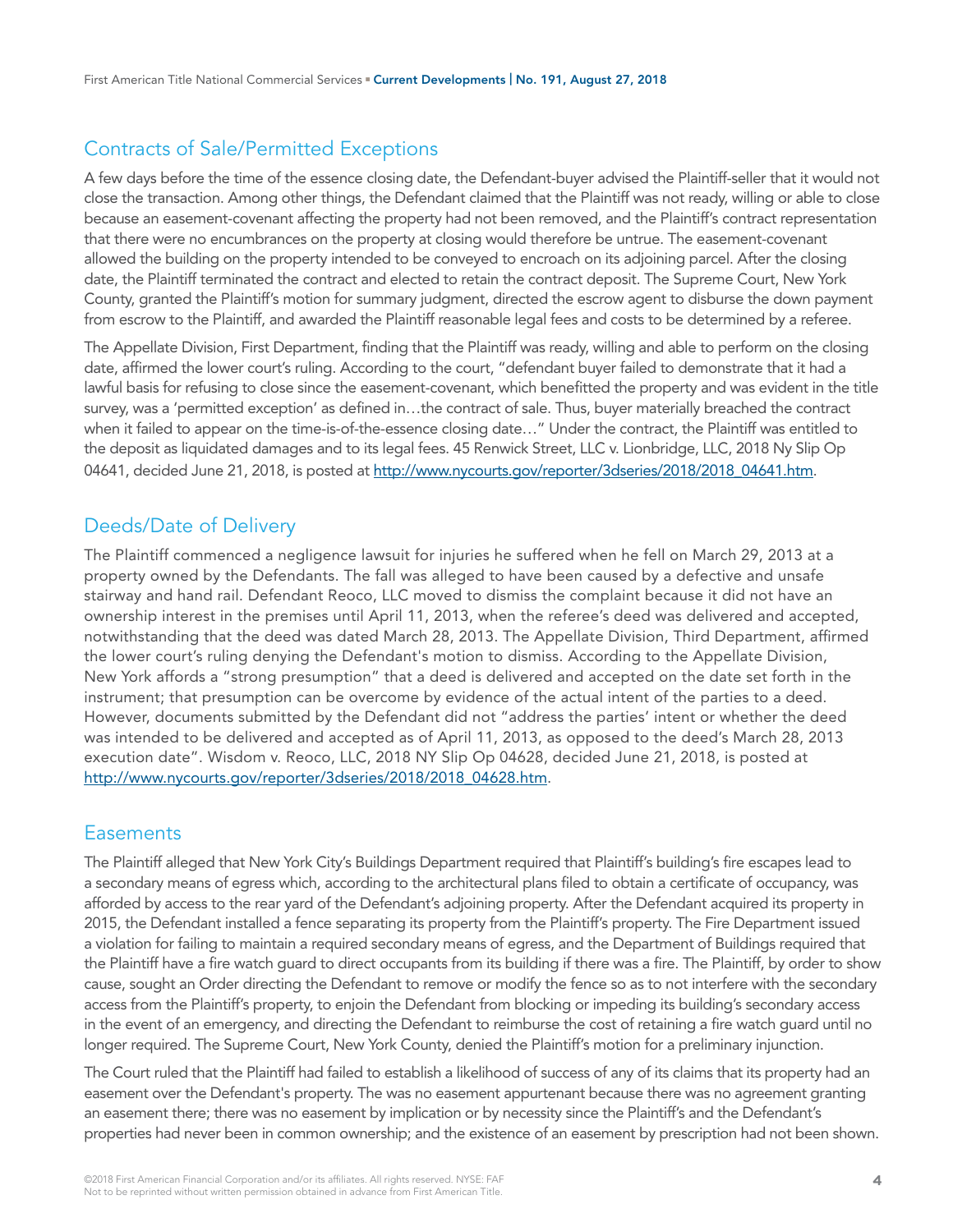## Contracts of Sale/Permitted Exceptions

A few days before the time of the essence closing date, the Defendant-buyer advised the Plaintiff-seller that it would not close the transaction. Among other things, the Defendant claimed that the Plaintiff was not ready, willing or able to close because an easement-covenant affecting the property had not been removed, and the Plaintiff's contract representation that there were no encumbrances on the property at closing would therefore be untrue. The easement-covenant allowed the building on the property intended to be conveyed to encroach on its adjoining parcel. After the closing date, the Plaintiff terminated the contract and elected to retain the contract deposit. The Supreme Court, New York County, granted the Plaintiff's motion for summary judgment, directed the escrow agent to disburse the down payment from escrow to the Plaintiff, and awarded the Plaintiff reasonable legal fees and costs to be determined by a referee.

The Appellate Division, First Department, finding that the Plaintiff was ready, willing and able to perform on the closing date, affirmed the lower court's ruling. According to the court, "defendant buyer failed to demonstrate that it had a lawful basis for refusing to close since the easement-covenant, which benefitted the property and was evident in the title survey, was a 'permitted exception' as defined in…the contract of sale. Thus, buyer materially breached the contract when it failed to appear on the time-is-of-the-essence closing date…" Under the contract, the Plaintiff was entitled to the deposit as liquidated damages and to its legal fees. 45 Renwick Street, LLC v. Lionbridge, LLC, 2018 Ny Slip Op 04641, decided June 21, 2018, is posted at http://www.nycourts.gov/reporter/3dseries/2018/2018_04641.htm.

## Deeds/Date of Delivery

The Plaintiff commenced a negligence lawsuit for injuries he suffered when he fell on March 29, 2013 at a property owned by the Defendants. The fall was alleged to have been caused by a defective and unsafe stairway and hand rail. Defendant Reoco, LLC moved to dismiss the complaint because it did not have an ownership interest in the premises until April 11, 2013, when the referee's deed was delivered and accepted, notwithstanding that the deed was dated March 28, 2013. The Appellate Division, Third Department, affirmed the lower court's ruling denying the Defendant's motion to dismiss. According to the Appellate Division, New York affords a "strong presumption" that a deed is delivered and accepted on the date set forth in the instrument; that presumption can be overcome by evidence of the actual intent of the parties to a deed. However, documents submitted by the Defendant did not "address the parties' intent or whether the deed was intended to be delivered and accepted as of April 11, 2013, as opposed to the deed's March 28, 2013 execution date". Wisdom v. Reoco, LLC, 2018 NY Slip Op 04628, decided June 21, 2018, is posted at http://www.nycourts.gov/reporter/3dseries/2018/2018_04628.htm.

## Easements

The Plaintiff alleged that New York City's Buildings Department required that Plaintiff's building's fire escapes lead to a secondary means of egress which, according to the architectural plans filed to obtain a certificate of occupancy, was afforded by access to the rear yard of the Defendant's adjoining property. After the Defendant acquired its property in 2015, the Defendant installed a fence separating its property from the Plaintiff's property. The Fire Department issued a violation for failing to maintain a required secondary means of egress, and the Department of Buildings required that the Plaintiff have a fire watch guard to direct occupants from its building if there was a fire. The Plaintiff, by order to show cause, sought an Order directing the Defendant to remove or modify the fence so as to not interfere with the secondary access from the Plaintiff's property, to enjoin the Defendant from blocking or impeding its building's secondary access in the event of an emergency, and directing the Defendant to reimburse the cost of retaining a fire watch guard until no longer required. The Supreme Court, New York County, denied the Plaintiff's motion for a preliminary injunction.

The Court ruled that the Plaintiff had failed to establish a likelihood of success of any of its claims that its property had an easement over the Defendant's property. The was no easement appurtenant because there was no agreement granting an easement there; there was no easement by implication or by necessity since the Plaintiff's and the Defendant's properties had never been in common ownership; and the existence of an easement by prescription had not been shown.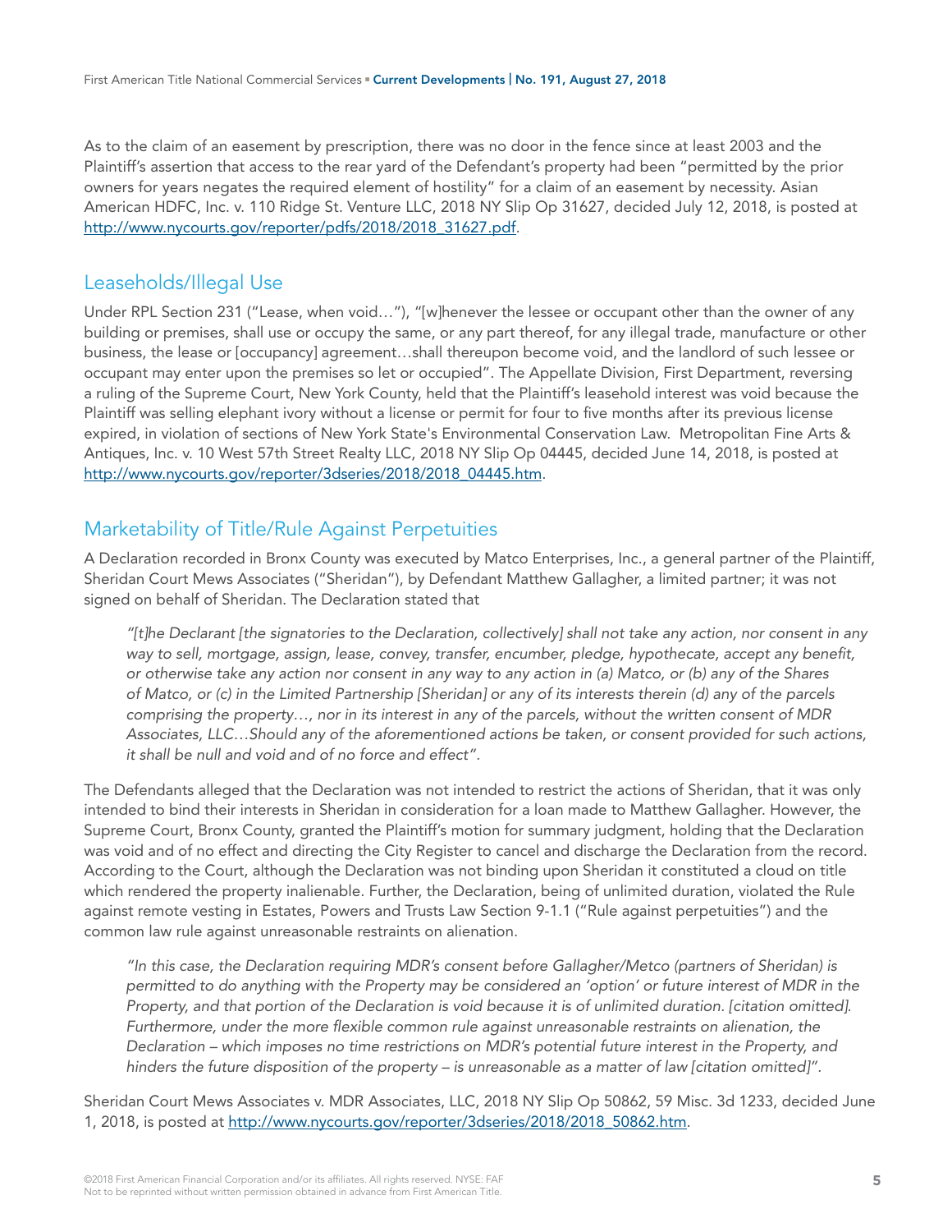As to the claim of an easement by prescription, there was no door in the fence since at least 2003 and the Plaintiff's assertion that access to the rear yard of the Defendant's property had been "permitted by the prior owners for years negates the required element of hostility" for a claim of an easement by necessity. Asian American HDFC, Inc. v. 110 Ridge St. Venture LLC, 2018 NY Slip Op 31627, decided July 12, 2018, is posted at [http://www.nycourts.gov/reporter/pdfs/2018/2018_31627.pdf](http://www.nycourts.gov/reporter/pdfs/2018/2018_31627.pdf).

## Leaseholds/Illegal Use

Under RPL Section 231 ("Lease, when void…"), "[w]henever the lessee or occupant other than the owner of any building or premises, shall use or occupy the same, or any part thereof, for any illegal trade, manufacture or other business, the lease or [occupancy] agreement…shall thereupon become void, and the landlord of such lessee or occupant may enter upon the premises so let or occupied". The Appellate Division, First Department, reversing a ruling of the Supreme Court, New York County, held that the Plaintiff's leasehold interest was void because the Plaintiff was selling elephant ivory without a license or permit for four to five months after its previous license expired, in violation of sections of New York State's Environmental Conservation Law. Metropolitan Fine Arts & Antiques, Inc. v. 10 West 57th Street Realty LLC, 2018 NY Slip Op 04445, decided June 14, 2018, is posted at [http://www.nycourts.gov/reporter/3dseries/2018/2018_04445.htm](http://www.nycourts.gov/reporter/3dseries/2018/2018_04445.htm).

## Marketability of Title/Rule Against Perpetuities

A Declaration recorded in Bronx County was executed by Matco Enterprises, Inc., a general partner of the Plaintiff, Sheridan Court Mews Associates ("Sheridan"), by Defendant Matthew Gallagher, a limited partner; it was not signed on behalf of Sheridan. The Declaration stated that

> *"[t]he Declarant [the signatories to the Declaration, collectively] shall not take any action, nor consent in any way to sell, mortgage, assign, lease, convey, transfer, encumber, pledge, hypothecate, accept any benefit, or otherwise take any action nor consent in any way to any action in (a) Matco, or (b) any of the Shares of Matco, or (c) in the Limited Partnership [Sheridan] or any of its interests therein (d) any of the parcels comprising the property…, nor in its interest in any of the parcels, without the written consent of MDR Associates, LLC…Should any of the aforementioned actions be taken, or consent provided for such actions, it shall be null and void and of no force and effect".*

The Defendants alleged that the Declaration was not intended to restrict the actions of Sheridan, that it was only intended to bind their interests in Sheridan in consideration for a loan made to Matthew Gallagher. However, the Supreme Court, Bronx County, granted the Plaintiff's motion for summary judgment, holding that the Declaration was void and of no effect and directing the City Register to cancel and discharge the Declaration from the record. According to the Court, although the Declaration was not binding upon Sheridan it constituted a cloud on title which rendered the property inalienable. Further, the Declaration, being of unlimited duration, violated the Rule against remote vesting in Estates, Powers and Trusts Law Section 9-1.1 ("Rule against perpetuities") and the common law rule against unreasonable restraints on alienation.

> *"In this case, the Declaration requiring MDR's consent before Gallagher/Metco (partners of Sheridan) is permitted to do anything with the Property may be considered an 'option' or future interest of MDR in the Property, and that portion of the Declaration is void because it is of unlimited duration. [citation omitted]. Furthermore, under the more flexible common rule against unreasonable restraints on alienation, the Declaration – which imposes no time restrictions on MDR's potential future interest in the Property, and hinders the future disposition of the property – is unreasonable as a matter of law [citation omitted]".*

Sheridan Court Mews Associates v. MDR Associates, LLC, 2018 NY Slip Op 50862, 59 Misc. 3d 1233, decided June 1, 2018, is posted at [http://www.nycourts.gov/reporter/3dseries/2018/2018_50862.htm](http://www.nycourts.gov/reporter/3dseries/2018/2018_50862.htm).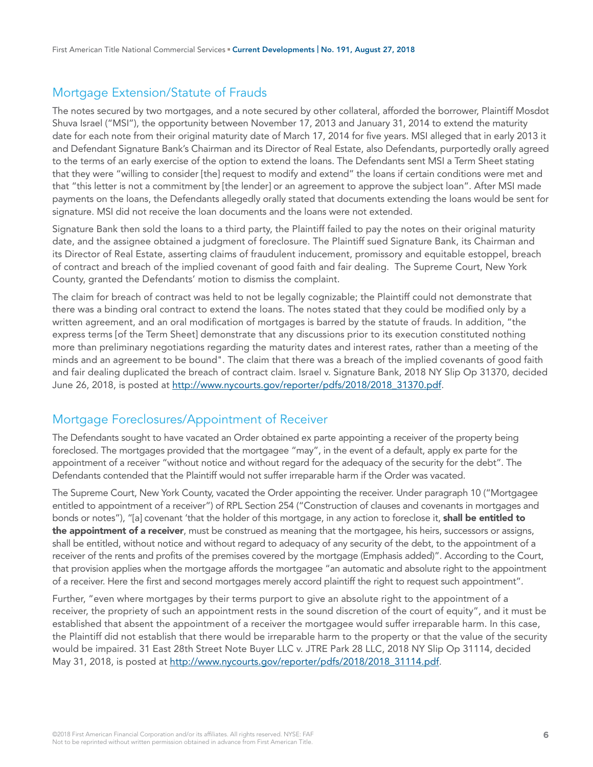## Mortgage Extension/Statute of Frauds

The notes secured by two mortgages, and a note secured by other collateral, afforded the borrower, Plaintiff Mosdot Shuva Israel ("MSI"), the opportunity between November 17, 2013 and January 31, 2014 to extend the maturity date for each note from their original maturity date of March 17, 2014 for five years. MSI alleged that in early 2013 it and Defendant Signature Bank's Chairman and its Director of Real Estate, also Defendants, purportedly orally agreed to the terms of an early exercise of the option to extend the loans. The Defendants sent MSI a Term Sheet stating that they were "willing to consider [the] request to modify and extend" the loans if certain conditions were met and that "this letter is not a commitment by [the lender] or an agreement to approve the subject loan". After MSI made payments on the loans, the Defendants allegedly orally stated that documents extending the loans would be sent for signature. MSI did not receive the loan documents and the loans were not extended.

Signature Bank then sold the loans to a third party, the Plaintiff failed to pay the notes on their original maturity date, and the assignee obtained a judgment of foreclosure. The Plaintiff sued Signature Bank, its Chairman and its Director of Real Estate, asserting claims of fraudulent inducement, promissory and equitable estoppel, breach of contract and breach of the implied covenant of good faith and fair dealing. The Supreme Court, New York County, granted the Defendants' motion to dismiss the complaint.

The claim for breach of contract was held to not be legally cognizable; the Plaintiff could not demonstrate that there was a binding oral contract to extend the loans. The notes stated that they could be modified only by a written agreement, and an oral modification of mortgages is barred by the statute of frauds. In addition, "the express terms [of the Term Sheet] demonstrate that any discussions prior to its execution constituted nothing more than preliminary negotiations regarding the maturity dates and interest rates, rather than a meeting of the minds and an agreement to be bound". The claim that there was a breach of the implied covenants of good faith and fair dealing duplicated the breach of contract claim. Israel v. Signature Bank, 2018 NY Slip Op 31370, decided June 26, 2018, is posted at [http://www.nycourts.gov/reporter/pdfs/2018/2018_31370.pdf](http://www.nycourts.gov/reporter/pdfs/2018/2018_31370.pdf).

## Mortgage Foreclosures/Appointment of Receiver

The Defendants sought to have vacated an Order obtained ex parte appointing a receiver of the property being foreclosed. The mortgages provided that the mortgagee "may", in the event of a default, apply ex parte for the appointment of a receiver "without notice and without regard for the adequacy of the security for the debt". The Defendants contended that the Plaintiff would not suffer irreparable harm if the Order was vacated.

The Supreme Court, New York County, vacated the Order appointing the receiver. Under paragraph 10 ("Mortgagee entitled to appointment of a receiver") of RPL Section 254 ("Construction of clauses and covenants in mortgages and bonds or notes"), "[a] covenant 'that the holder of this mortgage, in any action to foreclose it, **shall be entitled to the appointment of a receiver**, must be construed as meaning that the mortgagee, his heirs, successors or assigns, shall be entitled, without notice and without regard to adequacy of any security of the debt, to the appointment of a receiver of the rents and profits of the premises covered by the mortgage (Emphasis added)". According to the Court, that provision applies when the mortgage affords the mortgagee "an automatic and absolute right to the appointment of a receiver. Here the first and second mortgages merely accord plaintiff the right to request such appointment".

Further, "even where mortgages by their terms purport to give an absolute right to the appointment of a receiver, the propriety of such an appointment rests in the sound discretion of the court of equity", and it must be established that absent the appointment of a receiver the mortgagee would suffer irreparable harm. In this case, the Plaintiff did not establish that there would be irreparable harm to the property or that the value of the security would be impaired. 31 East 28th Street Note Buyer LLC v. JTRE Park 28 LLC, 2018 NY Slip Op 31114, decided May 31, 2018, is posted at [http://www.nycourts.gov/reporter/pdfs/2018/2018_31114.pdf](http://www.nycourts.gov/reporter/pdfs/2018/2018_31114.pdf).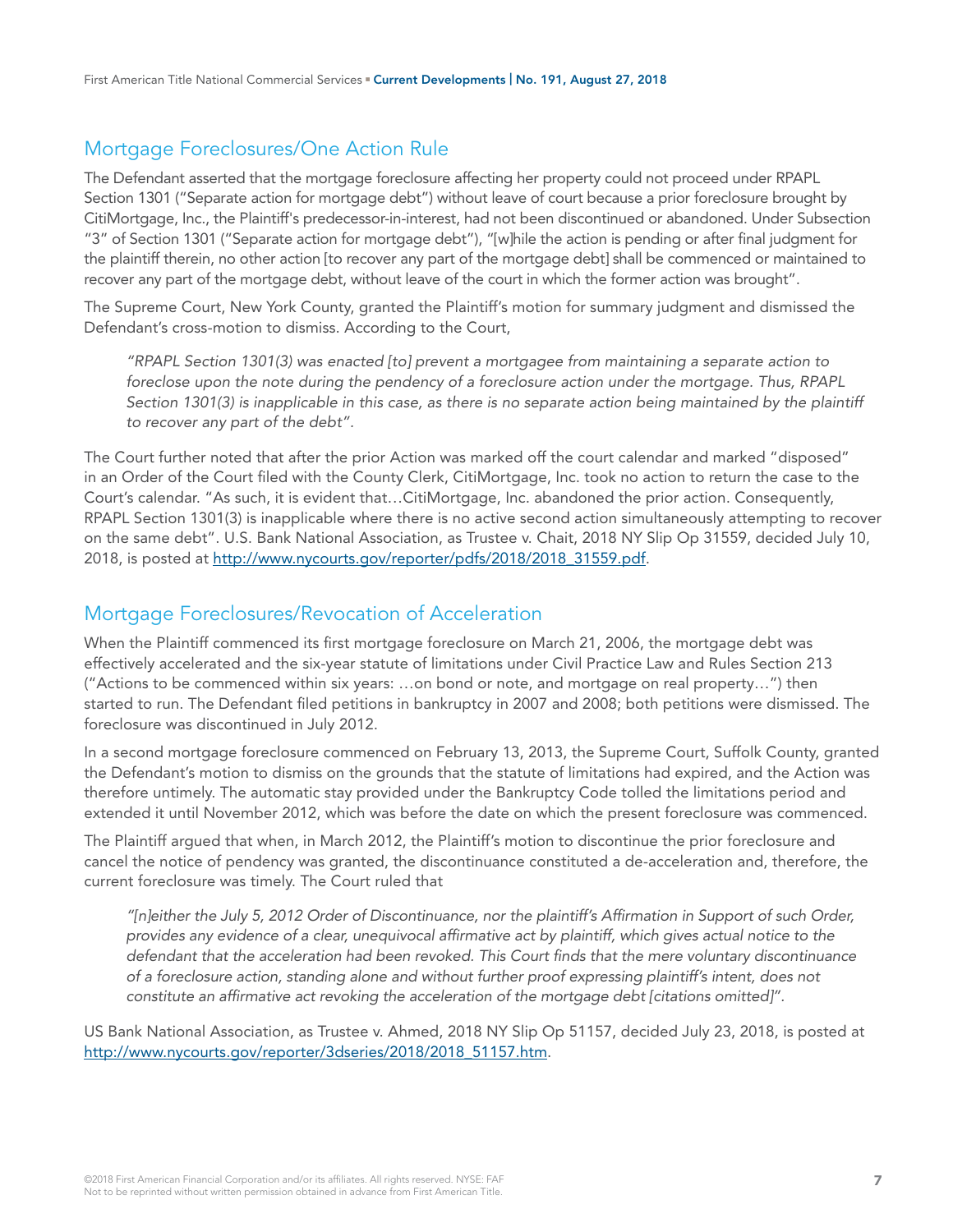## Mortgage Foreclosures/One Action Rule

The Defendant asserted that the mortgage foreclosure affecting her property could not proceed under RPAPL Section 1301 ("Separate action for mortgage debt") without leave of court because a prior foreclosure brought by CitiMortgage, Inc., the Plaintiff's predecessor-in-interest, had not been discontinued or abandoned. Under Subsection "3" of Section 1301 ("Separate action for mortgage debt"), "[w]hile the action is pending or after final judgment for the plaintiff therein, no other action [to recover any part of the mortgage debt] shall be commenced or maintained to recover any part of the mortgage debt, without leave of the court in which the former action was brought".

The Supreme Court, New York County, granted the Plaintiff's motion for summary judgment and dismissed the Defendant's cross-motion to dismiss. According to the Court,

> *"RPAPL Section 1301(3) was enacted [to] prevent a mortgagee from maintaining a separate action to foreclose upon the note during the pendency of a foreclosure action under the mortgage. Thus, RPAPL Section 1301(3) is inapplicable in this case, as there is no separate action being maintained by the plaintiff to recover any part of the debt".*

The Court further noted that after the prior Action was marked off the court calendar and marked "disposed" in an Order of the Court filed with the County Clerk, CitiMortgage, Inc. took no action to return the case to the Court's calendar. "As such, it is evident that…CitiMortgage, Inc. abandoned the prior action. Consequently, RPAPL Section 1301(3) is inapplicable where there is no active second action simultaneously attempting to recover on the same debt". U.S. Bank National Association, as Trustee v. Chait, 2018 NY Slip Op 31559, decided July 10, 2018, is posted at http://www.nycourts.gov/reporter/pdfs/2018/2018_31559.pdf.

## Mortgage Foreclosures/Revocation of Acceleration

When the Plaintiff commenced its first mortgage foreclosure on March 21, 2006, the mortgage debt was effectively accelerated and the six-year statute of limitations under Civil Practice Law and Rules Section 213 ("Actions to be commenced within six years: …on bond or note, and mortgage on real property…") then started to run. The Defendant filed petitions in bankruptcy in 2007 and 2008; both petitions were dismissed. The foreclosure was discontinued in July 2012.

In a second mortgage foreclosure commenced on February 13, 2013, the Supreme Court, Suffolk County, granted the Defendant's motion to dismiss on the grounds that the statute of limitations had expired, and the Action was therefore untimely. The automatic stay provided under the Bankruptcy Code tolled the limitations period and extended it until November 2012, which was before the date on which the present foreclosure was commenced.

The Plaintiff argued that when, in March 2012, the Plaintiff's motion to discontinue the prior foreclosure and cancel the notice of pendency was granted, the discontinuance constituted a de-acceleration and, therefore, the current foreclosure was timely. The Court ruled that

> *"[n]either the July 5, 2012 Order of Discontinuance, nor the plaintiff's Affirmation in Support of such Order, provides any evidence of a clear, unequivocal affirmative act by plaintiff, which gives actual notice to the defendant that the acceleration had been revoked. This Court finds that the mere voluntary discontinuance of a foreclosure action, standing alone and without further proof expressing plaintiff's intent, does not constitute an affirmative act revoking the acceleration of the mortgage debt [citations omitted]".*

US Bank National Association, as Trustee v. Ahmed, 2018 NY Slip Op 51157, decided July 23, 2018, is posted at http://www.nycourts.gov/reporter/3dseries/2018/2018_51157.htm.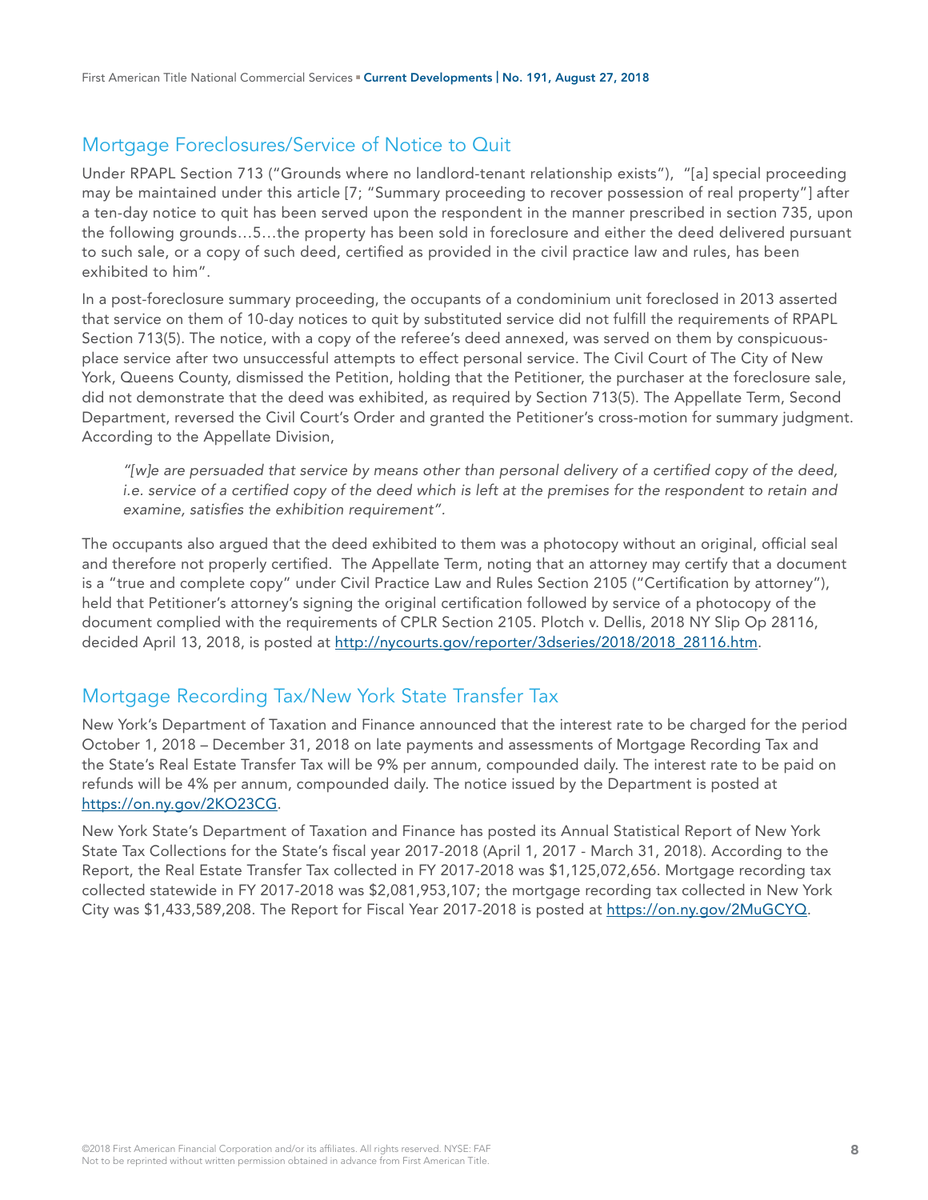## Mortgage Foreclosures/Service of Notice to Quit

Under RPAPL Section 713 ("Grounds where no landlord-tenant relationship exists"), "[a] special proceeding may be maintained under this article [7; "Summary proceeding to recover possession of real property"] after a ten-day notice to quit has been served upon the respondent in the manner prescribed in section 735, upon the following grounds…5…the property has been sold in foreclosure and either the deed delivered pursuant to such sale, or a copy of such deed, certified as provided in the civil practice law and rules, has been exhibited to him".

In a post-foreclosure summary proceeding, the occupants of a condominium unit foreclosed in 2013 asserted that service on them of 10-day notices to quit by substituted service did not fulfill the requirements of RPAPL Section 713(5). The notice, with a copy of the referee's deed annexed, was served on them by conspicuous-place service after two unsuccessful attempts to effect personal service. The Civil Court of The City of New York, Queens County, dismissed the Petition, holding that the Petitioner, the purchaser at the foreclosure sale, did not demonstrate that the deed was exhibited, as required by Section 713(5). The Appellate Term, Second Department, reversed the Civil Court's Order and granted the Petitioner's cross-motion for summary judgment. According to the Appellate Division,

> *"[w]e are persuaded that service by means other than personal delivery of a certified copy of the deed, i.e. service of a certified copy of the deed which is left at the premises for the respondent to retain and examine, satisfies the exhibition requirement".*

The occupants also argued that the deed exhibited to them was a photocopy without an original, official seal and therefore not properly certified. The Appellate Term, noting that an attorney may certify that a document is a "true and complete copy" under Civil Practice Law and Rules Section 2105 ("Certification by attorney"), held that Petitioner's attorney's signing the original certification followed by service of a photocopy of the document complied with the requirements of CPLR Section 2105. Plotch v. Dellis, 2018 NY Slip Op 28116, decided April 13, 2018, is posted at http://nycourts.gov/reporter/3dseries/2018/2018_28116.htm.

## Mortgage Recording Tax/New York State Transfer Tax

New York's Department of Taxation and Finance announced that the interest rate to be charged for the period October 1, 2018 – December 31, 2018 on late payments and assessments of Mortgage Recording Tax and the State's Real Estate Transfer Tax will be 9% per annum, compounded daily. The interest rate to be paid on refunds will be 4% per annum, compounded daily. The notice issued by the Department is posted at https://on.ny.gov/2KO23CG.

New York State's Department of Taxation and Finance has posted its Annual Statistical Report of New York State Tax Collections for the State's fiscal year 2017-2018 (April 1, 2017 - March 31, 2018). According to the Report, the Real Estate Transfer Tax collected in FY 2017-2018 was $1,125,072,656. Mortgage recording tax collected statewide in FY 2017-2018 was $2,081,953,107; the mortgage recording tax collected in New York City was $1,433,589,208. The Report for Fiscal Year 2017-2018 is posted at https://on.ny.gov/2MuGCYQ.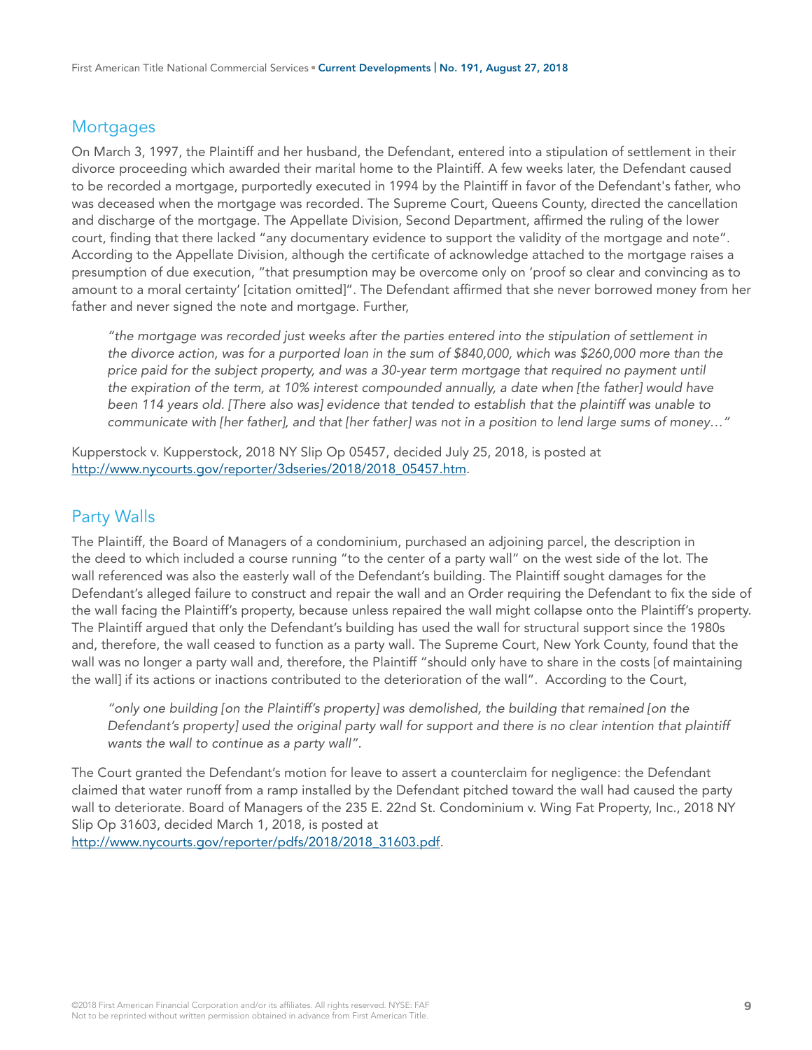## Mortgages

On March 3, 1997, the Plaintiff and her husband, the Defendant, entered into a stipulation of settlement in their divorce proceeding which awarded their marital home to the Plaintiff. A few weeks later, the Defendant caused to be recorded a mortgage, purportedly executed in 1994 by the Plaintiff in favor of the Defendant's father, who was deceased when the mortgage was recorded. The Supreme Court, Queens County, directed the cancellation and discharge of the mortgage. The Appellate Division, Second Department, affirmed the ruling of the lower court, finding that there lacked "any documentary evidence to support the validity of the mortgage and note". According to the Appellate Division, although the certificate of acknowledge attached to the mortgage raises a presumption of due execution, "that presumption may be overcome only on 'proof so clear and convincing as to amount to a moral certainty' [citation omitted]". The Defendant affirmed that she never borrowed money from her father and never signed the note and mortgage. Further,

> *"the mortgage was recorded just weeks after the parties entered into the stipulation of settlement in the divorce action, was for a purported loan in the sum of $840,000, which was $260,000 more than the price paid for the subject property, and was a 30-year term mortgage that required no payment until the expiration of the term, at 10% interest compounded annually, a date when [the father] would have been 114 years old. [There also was] evidence that tended to establish that the plaintiff was unable to communicate with [her father], and that [her father] was not in a position to lend large sums of money…"*

Kupperstock v. Kupperstock, 2018 NY Slip Op 05457, decided July 25, 2018, is posted at http://www.nycourts.gov/reporter/3dseries/2018/2018_05457.htm.

## Party Walls

The Plaintiff, the Board of Managers of a condominium, purchased an adjoining parcel, the description in the deed to which included a course running "to the center of a party wall" on the west side of the lot. The wall referenced was also the easterly wall of the Defendant's building. The Plaintiff sought damages for the Defendant's alleged failure to construct and repair the wall and an Order requiring the Defendant to fix the side of the wall facing the Plaintiff's property, because unless repaired the wall might collapse onto the Plaintiff's property. The Plaintiff argued that only the Defendant's building has used the wall for structural support since the 1980s and, therefore, the wall ceased to function as a party wall. The Supreme Court, New York County, found that the wall was no longer a party wall and, therefore, the Plaintiff "should only have to share in the costs [of maintaining the wall] if its actions or inactions contributed to the deterioration of the wall". According to the Court,

> *"only one building [on the Plaintiff's property] was demolished, the building that remained [on the Defendant's property] used the original party wall for support and there is no clear intention that plaintiff wants the wall to continue as a party wall".*

The Court granted the Defendant's motion for leave to assert a counterclaim for negligence: the Defendant claimed that water runoff from a ramp installed by the Defendant pitched toward the wall had caused the party wall to deteriorate. Board of Managers of the 235 E. 22nd St. Condominium v. Wing Fat Property, Inc., 2018 NY Slip Op 31603, decided March 1, 2018, is posted at http://www.nycourts.gov/reporter/pdfs/2018/2018_31603.pdf.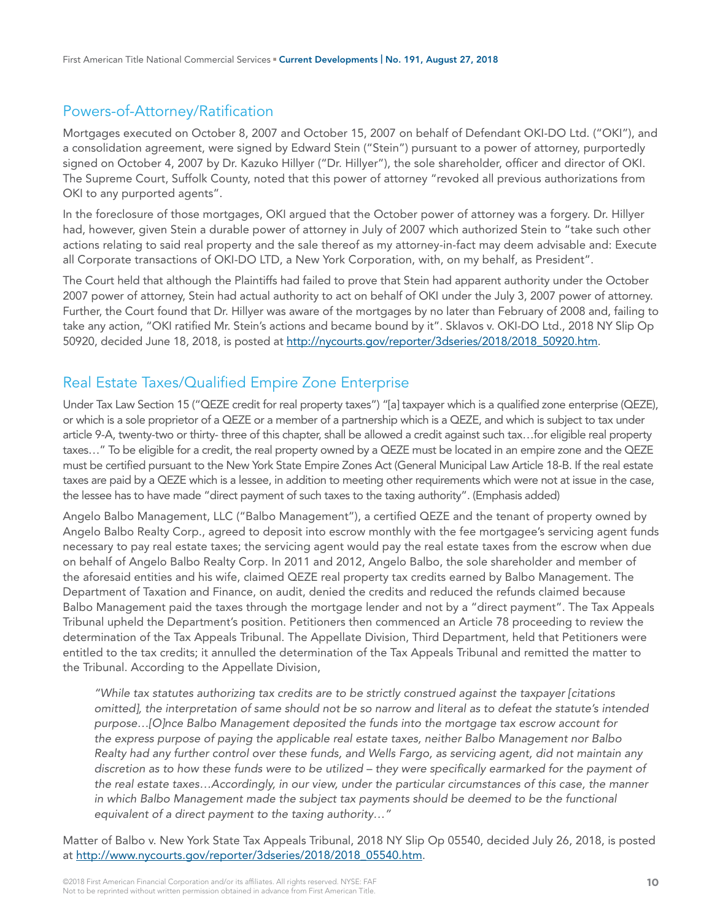## Powers-of-Attorney/Ratification

Mortgages executed on October 8, 2007 and October 15, 2007 on behalf of Defendant OKI-DO Ltd. ("OKI"), and a consolidation agreement, were signed by Edward Stein ("Stein") pursuant to a power of attorney, purportedly signed on October 4, 2007 by Dr. Kazuko Hillyer ("Dr. Hillyer"), the sole shareholder, officer and director of OKI. The Supreme Court, Suffolk County, noted that this power of attorney "revoked all previous authorizations from OKI to any purported agents".

In the foreclosure of those mortgages, OKI argued that the October power of attorney was a forgery. Dr. Hillyer had, however, given Stein a durable power of attorney in July of 2007 which authorized Stein to "take such other actions relating to said real property and the sale thereof as my attorney-in-fact may deem advisable and: Execute all Corporate transactions of OKI-DO LTD, a New York Corporation, with, on my behalf, as President".

The Court held that although the Plaintiffs had failed to prove that Stein had apparent authority under the October 2007 power of attorney, Stein had actual authority to act on behalf of OKI under the July 3, 2007 power of attorney. Further, the Court found that Dr. Hillyer was aware of the mortgages by no later than February of 2008 and, failing to take any action, "OKI ratified Mr. Stein's actions and became bound by it". Sklavos v. OKI-DO Ltd., 2018 NY Slip Op 50920, decided June 18, 2018, is posted at [http://nycourts.gov/reporter/3dseries/2018/2018_50920.htm](http://nycourts.gov/reporter/3dseries/2018/2018_50920.htm).

## Real Estate Taxes/Qualified Empire Zone Enterprise

Under Tax Law Section 15 ("QEZE credit for real property taxes") "[a] taxpayer which is a qualified zone enterprise (QEZE), or which is a sole proprietor of a QEZE or a member of a partnership which is a QEZE, and which is subject to tax under article 9-A, twenty-two or thirty- three of this chapter, shall be allowed a credit against such tax…for eligible real property taxes…" To be eligible for a credit, the real property owned by a QEZE must be located in an empire zone and the QEZE must be certified pursuant to the New York State Empire Zones Act (General Municipal Law Article 18-B. If the real estate taxes are paid by a QEZE which is a lessee, in addition to meeting other requirements which were not at issue in the case, the lessee has to have made "direct payment of such taxes to the taxing authority". (Emphasis added)

Angelo Balbo Management, LLC ("Balbo Management"), a certified QEZE and the tenant of property owned by Angelo Balbo Realty Corp., agreed to deposit into escrow monthly with the fee mortgagee's servicing agent funds necessary to pay real estate taxes; the servicing agent would pay the real estate taxes from the escrow when due on behalf of Angelo Balbo Realty Corp. In 2011 and 2012, Angelo Balbo, the sole shareholder and member of the aforesaid entities and his wife, claimed QEZE real property tax credits earned by Balbo Management. The Department of Taxation and Finance, on audit, denied the credits and reduced the refunds claimed because Balbo Management paid the taxes through the mortgage lender and not by a "direct payment". The Tax Appeals Tribunal upheld the Department's position. Petitioners then commenced an Article 78 proceeding to review the determination of the Tax Appeals Tribunal. The Appellate Division, Third Department, held that Petitioners were entitled to the tax credits; it annulled the determination of the Tax Appeals Tribunal and remitted the matter to the Tribunal. According to the Appellate Division,

> *"While tax statutes authorizing tax credits are to be strictly construed against the taxpayer [citations omitted], the interpretation of same should not be so narrow and literal as to defeat the statute's intended purpose…[O]nce Balbo Management deposited the funds into the mortgage tax escrow account for the express purpose of paying the applicable real estate taxes, neither Balbo Management nor Balbo Realty had any further control over these funds, and Wells Fargo, as servicing agent, did not maintain any discretion as to how these funds were to be utilized – they were specifically earmarked for the payment of the real estate taxes…Accordingly, in our view, under the particular circumstances of this case, the manner in which Balbo Management made the subject tax payments should be deemed to be the functional equivalent of a direct payment to the taxing authority…"*

Matter of Balbo v. New York State Tax Appeals Tribunal, 2018 NY Slip Op 05540, decided July 26, 2018, is posted at [http://www.nycourts.gov/reporter/3dseries/2018/2018_05540.htm](http://www.nycourts.gov/reporter/3dseries/2018/2018_05540.htm).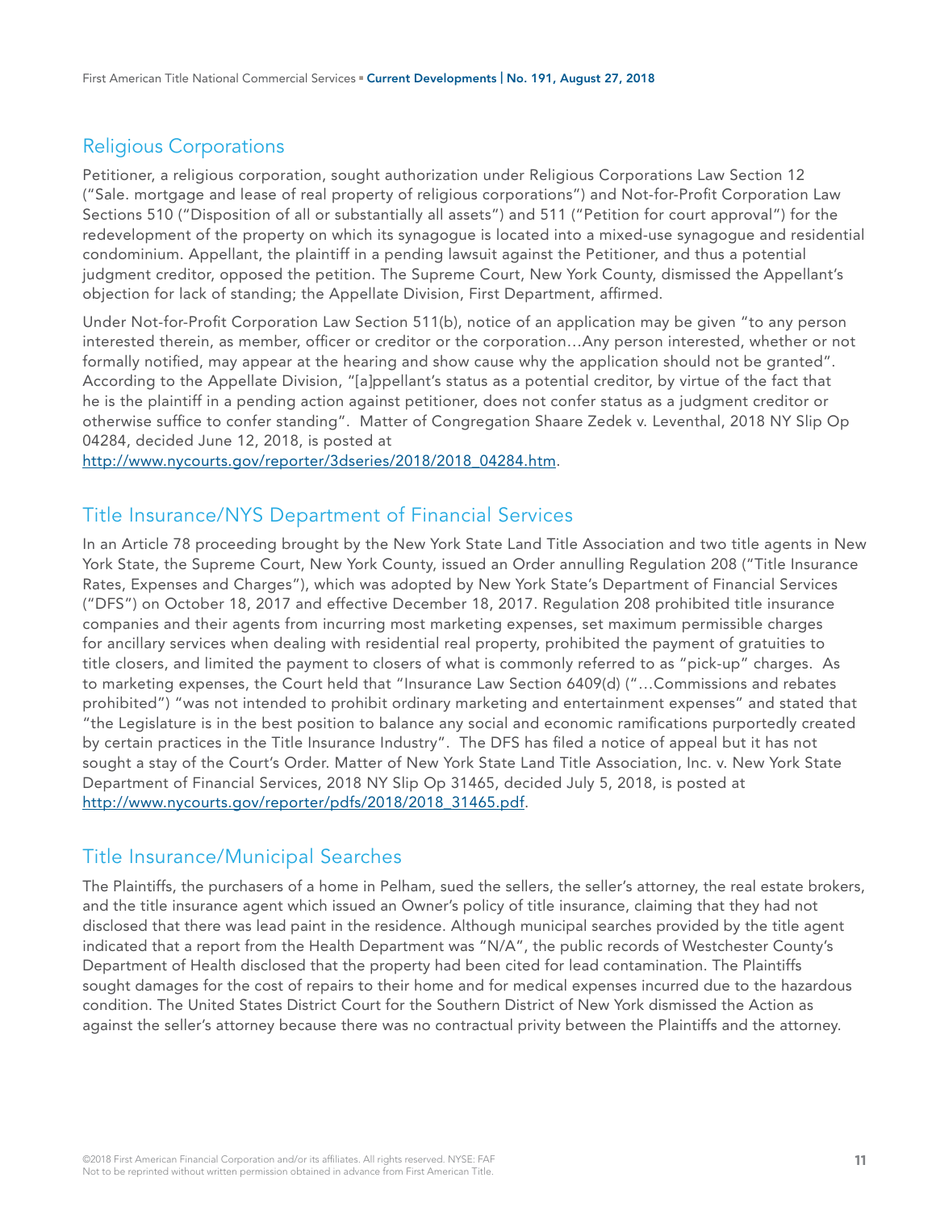## Religious Corporations

Petitioner, a religious corporation, sought authorization under Religious Corporations Law Section 12 ("Sale. mortgage and lease of real property of religious corporations") and Not-for-Profit Corporation Law Sections 510 ("Disposition of all or substantially all assets") and 511 ("Petition for court approval") for the redevelopment of the property on which its synagogue is located into a mixed-use synagogue and residential condominium. Appellant, the plaintiff in a pending lawsuit against the Petitioner, and thus a potential judgment creditor, opposed the petition. The Supreme Court, New York County, dismissed the Appellant's objection for lack of standing; the Appellate Division, First Department, affirmed.

Under Not-for-Profit Corporation Law Section 511(b), notice of an application may be given "to any person interested therein, as member, officer or creditor or the corporation…Any person interested, whether or not formally notified, may appear at the hearing and show cause why the application should not be granted". According to the Appellate Division, "[a]ppellant's status as a potential creditor, by virtue of the fact that he is the plaintiff in a pending action against petitioner, does not confer status as a judgment creditor or otherwise suffice to confer standing". Matter of Congregation Shaare Zedek v. Leventhal, 2018 NY Slip Op 04284, decided June 12, 2018, is posted at http://www.nycourts.gov/reporter/3dseries/2018/2018_04284.htm.

## Title Insurance/NYS Department of Financial Services

In an Article 78 proceeding brought by the New York State Land Title Association and two title agents in New York State, the Supreme Court, New York County, issued an Order annulling Regulation 208 ("Title Insurance Rates, Expenses and Charges"), which was adopted by New York State's Department of Financial Services ("DFS") on October 18, 2017 and effective December 18, 2017. Regulation 208 prohibited title insurance companies and their agents from incurring most marketing expenses, set maximum permissible charges for ancillary services when dealing with residential real property, prohibited the payment of gratuities to title closers, and limited the payment to closers of what is commonly referred to as "pick-up" charges. As to marketing expenses, the Court held that "Insurance Law Section 6409(d) ("…Commissions and rebates prohibited") "was not intended to prohibit ordinary marketing and entertainment expenses" and stated that "the Legislature is in the best position to balance any social and economic ramifications purportedly created by certain practices in the Title Insurance Industry". The DFS has filed a notice of appeal but it has not sought a stay of the Court's Order. Matter of New York State Land Title Association, Inc. v. New York State Department of Financial Services, 2018 NY Slip Op 31465, decided July 5, 2018, is posted at http://www.nycourts.gov/reporter/pdfs/2018/2018_31465.pdf.

## Title Insurance/Municipal Searches

The Plaintiffs, the purchasers of a home in Pelham, sued the sellers, the seller's attorney, the real estate brokers, and the title insurance agent which issued an Owner's policy of title insurance, claiming that they had not disclosed that there was lead paint in the residence. Although municipal searches provided by the title agent indicated that a report from the Health Department was "N/A", the public records of Westchester County's Department of Health disclosed that the property had been cited for lead contamination. The Plaintiffs sought damages for the cost of repairs to their home and for medical expenses incurred due to the hazardous condition. The United States District Court for the Southern District of New York dismissed the Action as against the seller's attorney because there was no contractual privity between the Plaintiffs and the attorney.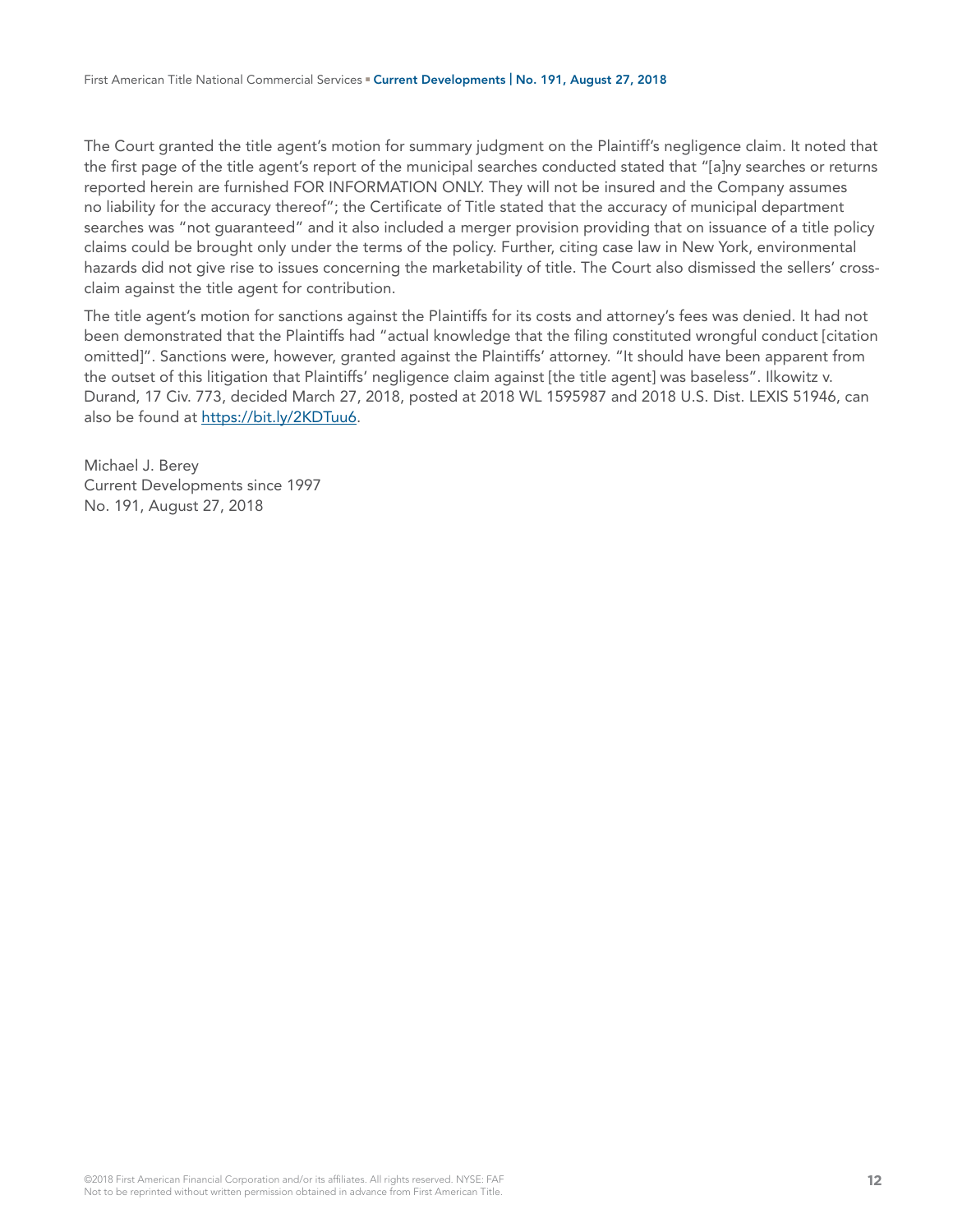The Court granted the title agent's motion for summary judgment on the Plaintiff's negligence claim. It noted that the first page of the title agent's report of the municipal searches conducted stated that "[a]ny searches or returns reported herein are furnished FOR INFORMATION ONLY. They will not be insured and the Company assumes no liability for the accuracy thereof"; the Certificate of Title stated that the accuracy of municipal department searches was "not guaranteed" and it also included a merger provision providing that on issuance of a title policy claims could be brought only under the terms of the policy. Further, citing case law in New York, environmental hazards did not give rise to issues concerning the marketability of title. The Court also dismissed the sellers' cross-claim against the title agent for contribution.

The title agent's motion for sanctions against the Plaintiffs for its costs and attorney's fees was denied. It had not been demonstrated that the Plaintiffs had "actual knowledge that the filing constituted wrongful conduct [citation omitted]". Sanctions were, however, granted against the Plaintiffs' attorney. "It should have been apparent from the outset of this litigation that Plaintiffs' negligence claim against [the title agent] was baseless". Ilkowitz v. Durand, 17 Civ. 773, decided March 27, 2018, posted at 2018 WL 1595987 and 2018 U.S. Dist. LEXIS 51946, can also be found at [https://bit.ly/2KDTuu6](https://bit.ly/2KDTuu6).

Michael J. Berey
Current Developments since 1997
No. 191, August 27, 2018